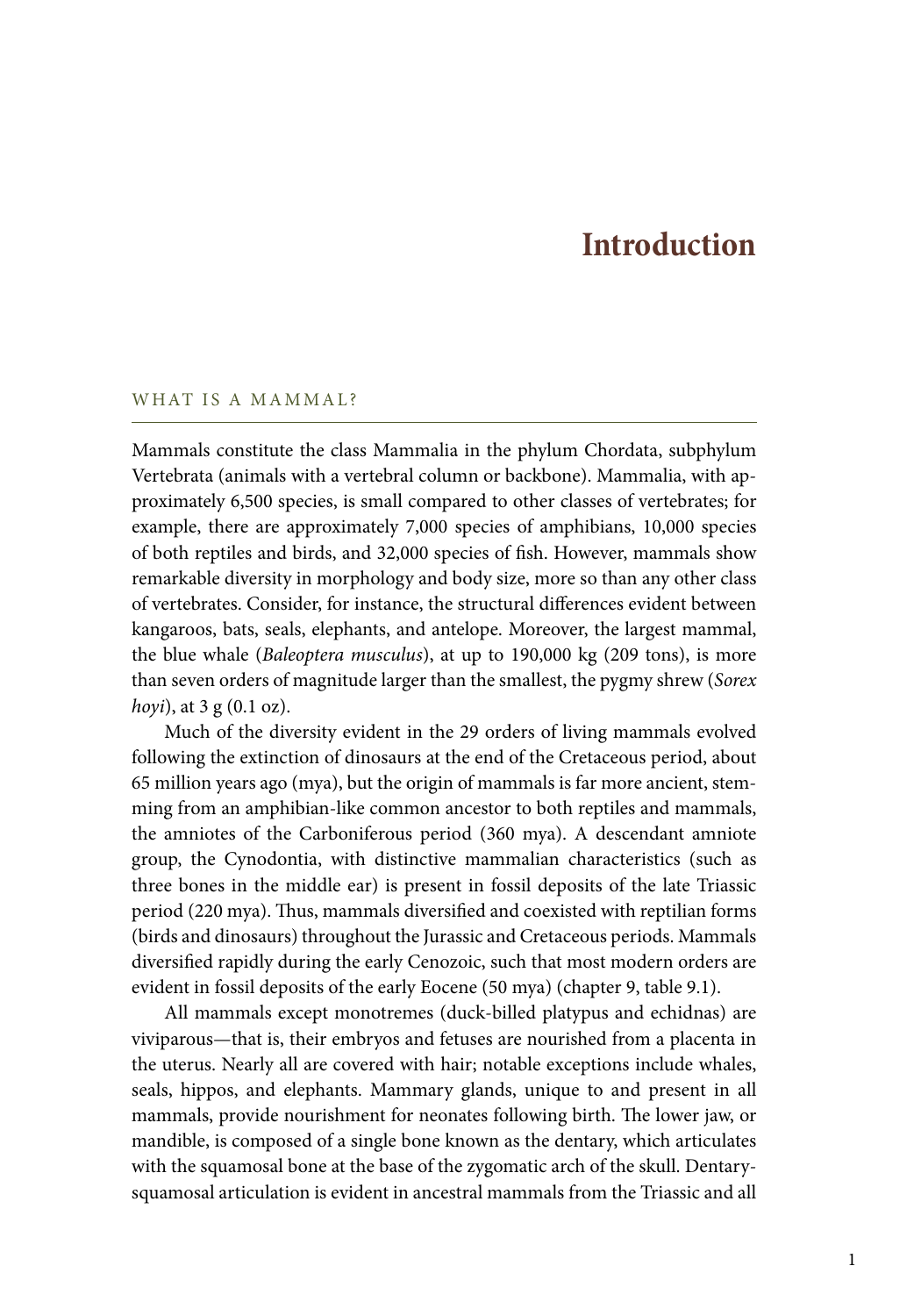# Introduction

## WHAT IS A MAMMAL?

Mammals constitute the class Mammalia in the phylum Chordata, subphylum Vertebrata (animals with a vertebral column or backbone). Mammalia, with approximately 6,500 species, is small compared to other classes of vertebrates; for example, there are approximately 7,000 species of amphibians, 10,000 species of both reptiles and birds, and 32,000 species of fish. However, mammals show remarkable diversity in morphology and body size, more so than any other class of vertebrates. Consider, for instance, the structural differences evident between kangaroos, bats, seals, elephants, and antelope. Moreover, the largest mammal, the blue whale (*Baleoptera musculus*), at up to 190,000 kg (209 tons), is more than seven orders of magnitude larger than the smallest, the pygmy shrew (*Sorex hoyi*), at 3 g (0.1 oz).

Much of the diversity evident in the 29 orders of living mammals evolved following the extinction of dinosaurs at the end of the Cretaceous period, about 65 million years ago (mya), but the origin of mammals is far more ancient, stemming from an amphibian-like common ancestor to both reptiles and mammals, the amniotes of the Carboniferous period (360 mya). A descendant amniote group, the Cynodontia, with distinctive mammalian characteristics (such as three bones in the middle ear) is present in fossil deposits of the late Triassic period (220 mya). Thus, mammals diversified and coexisted with reptilian forms (birds and dinosaurs) throughout the Jurassic and Cretaceous periods. Mammals diversified rapidly during the early Cenozoic, such that most modern orders are evident in fossil deposits of the early Eocene (50 mya) (chapter 9, table 9.1).

All mammals except monotremes (duck-billed platypus and echidnas) are viviparous—that is, their embryos and fetuses are nourished from a placenta in the uterus. Nearly all are covered with hair; notable exceptions include whales, seals, hippos, and elephants. Mammary glands, unique to and present in all mammals, provide nourishment for neonates following birth. The lower jaw, or mandible, is composed of a single bone known as the dentary, which articulates with the squamosal bone at the base of the zygomatic arch of the skull. Dentary-squamosal articulation is evident in ancestral mammals from the Triassic and all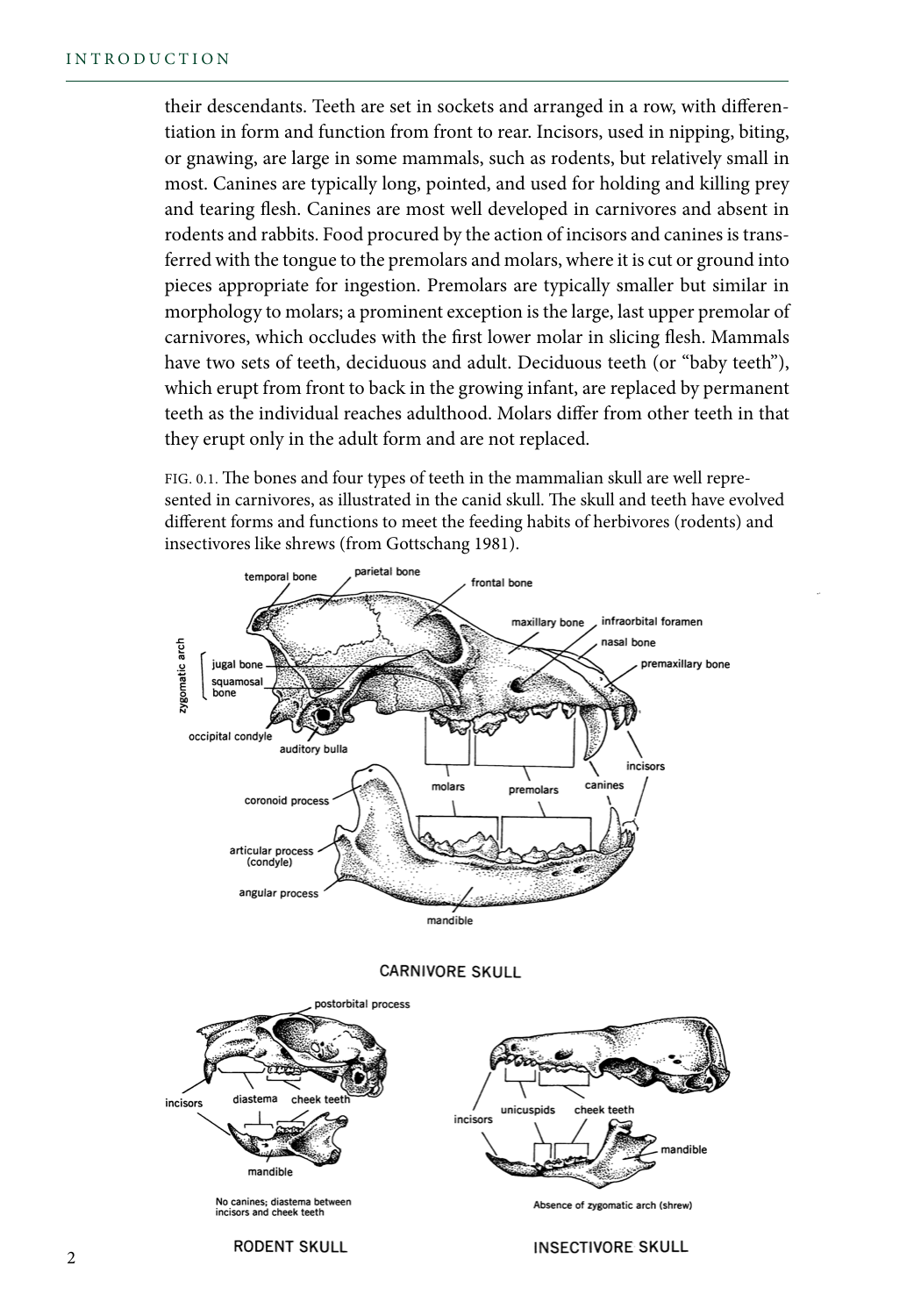their descendants. Teeth are set in sockets and arranged in a row, with differentiation in form and function from front to rear. Incisors, used in nipping, biting, or gnawing, are large in some mammals, such as rodents, but relatively small in most. Canines are typically long, pointed, and used for holding and killing prey and tearing flesh. Canines are most well developed in carnivores and absent in rodents and rabbits. Food procured by the action of incisors and canines is transferred with the tongue to the premolars and molars, where it is cut or ground into pieces appropriate for ingestion. Premolars are typically smaller but similar in morphology to molars; a prominent exception is the large, last upper premolar of carnivores, which occludes with the first lower molar in slicing flesh. Mammals have two sets of teeth, deciduous and adult. Deciduous teeth (or "baby teeth"), which erupt from front to back in the growing infant, are replaced by permanent teeth as the individual reaches adulthood. Molars differ from other teeth in that they erupt only in the adult form and are not replaced.

FIG. 0.1. The bones and four types of teeth in the mammalian skull are well represented in carnivores, as illustrated in the canid skull. The skull and teeth have evolved different forms and functions to meet the feeding habits of herbivores (rodents) and insectivores like shrews (from Gottschang 1981).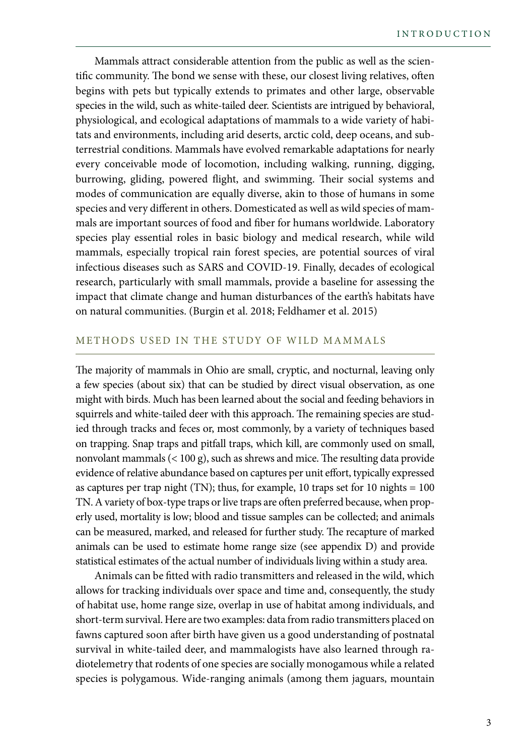Mammals attract considerable attention from the public as well as the scientific community. The bond we sense with these, our closest living relatives, often begins with pets but typically extends to primates and other large, observable species in the wild, such as white-tailed deer. Scientists are intrigued by behavioral, physiological, and ecological adaptations of mammals to a wide variety of habitats and environments, including arid deserts, arctic cold, deep oceans, and subterrestrial conditions. Mammals have evolved remarkable adaptations for nearly every conceivable mode of locomotion, including walking, running, digging, burrowing, gliding, powered flight, and swimming. Their social systems and modes of communication are equally diverse, akin to those of humans in some species and very different in others. Domesticated as well as wild species of mammals are important sources of food and fiber for humans worldwide. Laboratory species play essential roles in basic biology and medical research, while wild mammals, especially tropical rain forest species, are potential sources of viral infectious diseases such as SARS and COVID-19. Finally, decades of ecological research, particularly with small mammals, provide a baseline for assessing the impact that climate change and human disturbances of the earth's habitats have on natural communities. (Burgin et al. 2018; Feldhamer et al. 2015)

## METHODS USED IN THE STUDY OF WILD MAMMALS

The majority of mammals in Ohio are small, cryptic, and nocturnal, leaving only a few species (about six) that can be studied by direct visual observation, as one might with birds. Much has been learned about the social and feeding behaviors in squirrels and white-tailed deer with this approach. The remaining species are studied through tracks and feces or, most commonly, by a variety of techniques based on trapping. Snap traps and pitfall traps, which kill, are commonly used on small, nonvolant mammals (< 100 g), such as shrews and mice. The resulting data provide evidence of relative abundance based on captures per unit effort, typically expressed as captures per trap night (TN); thus, for example, 10 traps set for 10 nights = 100 TN. A variety of box-type traps or live traps are often preferred because, when properly used, mortality is low; blood and tissue samples can be collected; and animals can be measured, marked, and released for further study. The recapture of marked animals can be used to estimate home range size (see appendix D) and provide statistical estimates of the actual number of individuals living within a study area.

Animals can be fitted with radio transmitters and released in the wild, which allows for tracking individuals over space and time and, consequently, the study of habitat use, home range size, overlap in use of habitat among individuals, and short-term survival. Here are two examples: data from radio transmitters placed on fawns captured soon after birth have given us a good understanding of postnatal survival in white-tailed deer, and mammalogists have also learned through radiotelemetry that rodents of one species are socially monogamous while a related species is polygamous. Wide-ranging animals (among them jaguars, mountain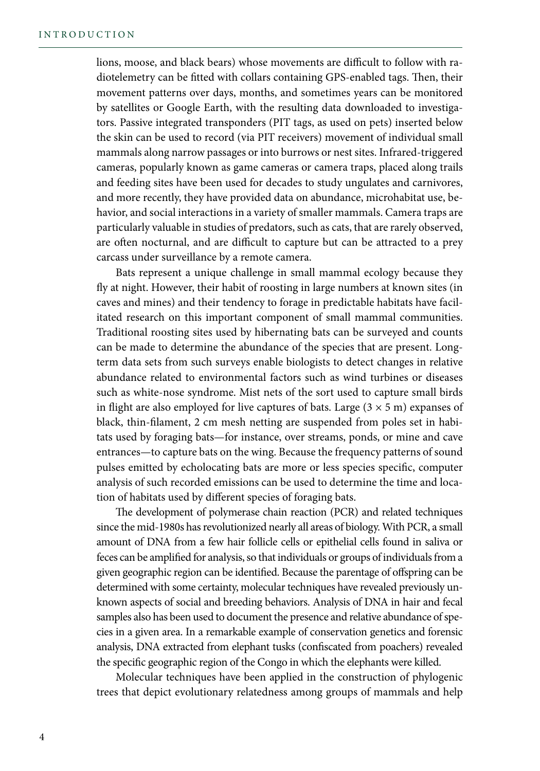lions, moose, and black bears) whose movements are difficult to follow with radiotelemetry can be fitted with collars containing GPS-enabled tags. Then, their movement patterns over days, months, and sometimes years can be monitored by satellites or Google Earth, with the resulting data downloaded to investigators. Passive integrated transponders (PIT tags, as used on pets) inserted below the skin can be used to record (via PIT receivers) movement of individual small mammals along narrow passages or into burrows or nest sites. Infrared-triggered cameras, popularly known as game cameras or camera traps, placed along trails and feeding sites have been used for decades to study ungulates and carnivores, and more recently, they have provided data on abundance, microhabitat use, behavior, and social interactions in a variety of smaller mammals. Camera traps are particularly valuable in studies of predators, such as cats, that are rarely observed, are often nocturnal, and are difficult to capture but can be attracted to a prey carcass under surveillance by a remote camera.

Bats represent a unique challenge in small mammal ecology because they fly at night. However, their habit of roosting in large numbers at known sites (in caves and mines) and their tendency to forage in predictable habitats have facilitated research on this important component of small mammal communities. Traditional roosting sites used by hibernating bats can be surveyed and counts can be made to determine the abundance of the species that are present. Long-term data sets from such surveys enable biologists to detect changes in relative abundance related to environmental factors such as wind turbines or diseases such as white-nose syndrome. Mist nets of the sort used to capture small birds in flight are also employed for live captures of bats. Large ($3 \times 5$ m) expanses of black, thin-filament, 2 cm mesh netting are suspended from poles set in habitats used by foraging bats—for instance, over streams, ponds, or mine and cave entrances—to capture bats on the wing. Because the frequency patterns of sound pulses emitted by echolocating bats are more or less species specific, computer analysis of such recorded emissions can be used to determine the time and location of habitats used by different species of foraging bats.

The development of polymerase chain reaction (PCR) and related techniques since the mid-1980s has revolutionized nearly all areas of biology. With PCR, a small amount of DNA from a few hair follicle cells or epithelial cells found in saliva or feces can be amplified for analysis, so that individuals or groups of individuals from a given geographic region can be identified. Because the parentage of offspring can be determined with some certainty, molecular techniques have revealed previously unknown aspects of social and breeding behaviors. Analysis of DNA in hair and fecal samples also has been used to document the presence and relative abundance of species in a given area. In a remarkable example of conservation genetics and forensic analysis, DNA extracted from elephant tusks (confiscated from poachers) revealed the specific geographic region of the Congo in which the elephants were killed.

Molecular techniques have been applied in the construction of phylogenic trees that depict evolutionary relatedness among groups of mammals and help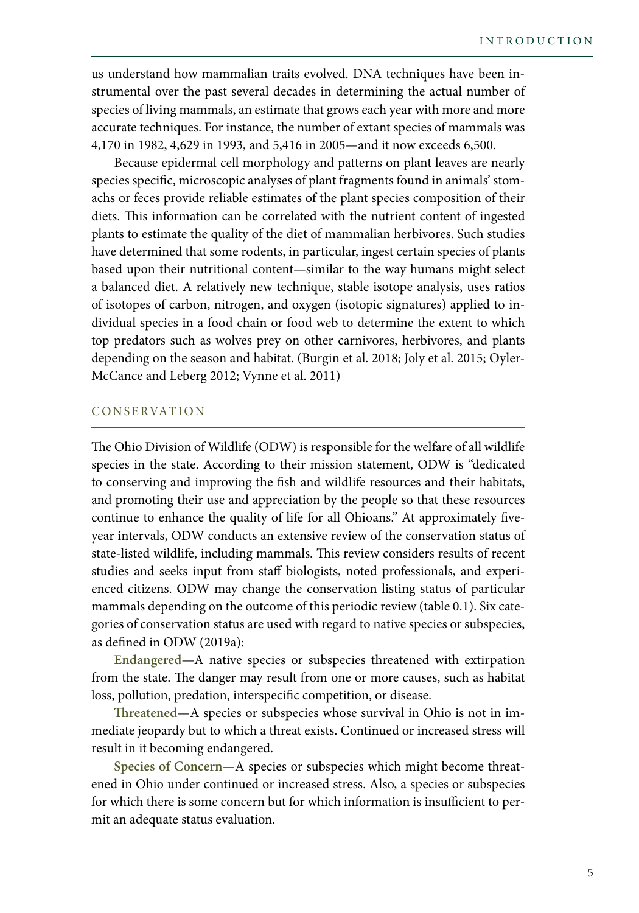us understand how mammalian traits evolved. DNA techniques have been instrumental over the past several decades in determining the actual number of species of living mammals, an estimate that grows each year with more and more accurate techniques. For instance, the number of extant species of mammals was 4,170 in 1982, 4,629 in 1993, and 5,416 in 2005—and it now exceeds 6,500.

Because epidermal cell morphology and patterns on plant leaves are nearly species specific, microscopic analyses of plant fragments found in animals' stomachs or feces provide reliable estimates of the plant species composition of their diets. This information can be correlated with the nutrient content of ingested plants to estimate the quality of the diet of mammalian herbivores. Such studies have determined that some rodents, in particular, ingest certain species of plants based upon their nutritional content—similar to the way humans might select a balanced diet. A relatively new technique, stable isotope analysis, uses ratios of isotopes of carbon, nitrogen, and oxygen (isotopic signatures) applied to individual species in a food chain or food web to determine the extent to which top predators such as wolves prey on other carnivores, herbivores, and plants depending on the season and habitat. (Burgin et al. 2018; Joly et al. 2015; Oyler-McCance and Leberg 2012; Vynne et al. 2011)

## CONSERVATION

The Ohio Division of Wildlife (ODW) is responsible for the welfare of all wildlife species in the state. According to their mission statement, ODW is "dedicated to conserving and improving the fish and wildlife resources and their habitats, and promoting their use and appreciation by the people so that these resources continue to enhance the quality of life for all Ohioans." At approximately five-year intervals, ODW conducts an extensive review of the conservation status of state-listed wildlife, including mammals. This review considers results of recent studies and seeks input from staff biologists, noted professionals, and experienced citizens. ODW may change the conservation listing status of particular mammals depending on the outcome of this periodic review (table 0.1). Six categories of conservation status are used with regard to native species or subspecies, as defined in ODW (2019a):

**Endangered**—A native species or subspecies threatened with extirpation from the state. The danger may result from one or more causes, such as habitat loss, pollution, predation, interspecific competition, or disease.

**Threatened**—A species or subspecies whose survival in Ohio is not in immediate jeopardy but to which a threat exists. Continued or increased stress will result in it becoming endangered.

**Species of Concern**—A species or subspecies which might become threatened in Ohio under continued or increased stress. Also, a species or subspecies for which there is some concern but for which information is insufficient to permit an adequate status evaluation.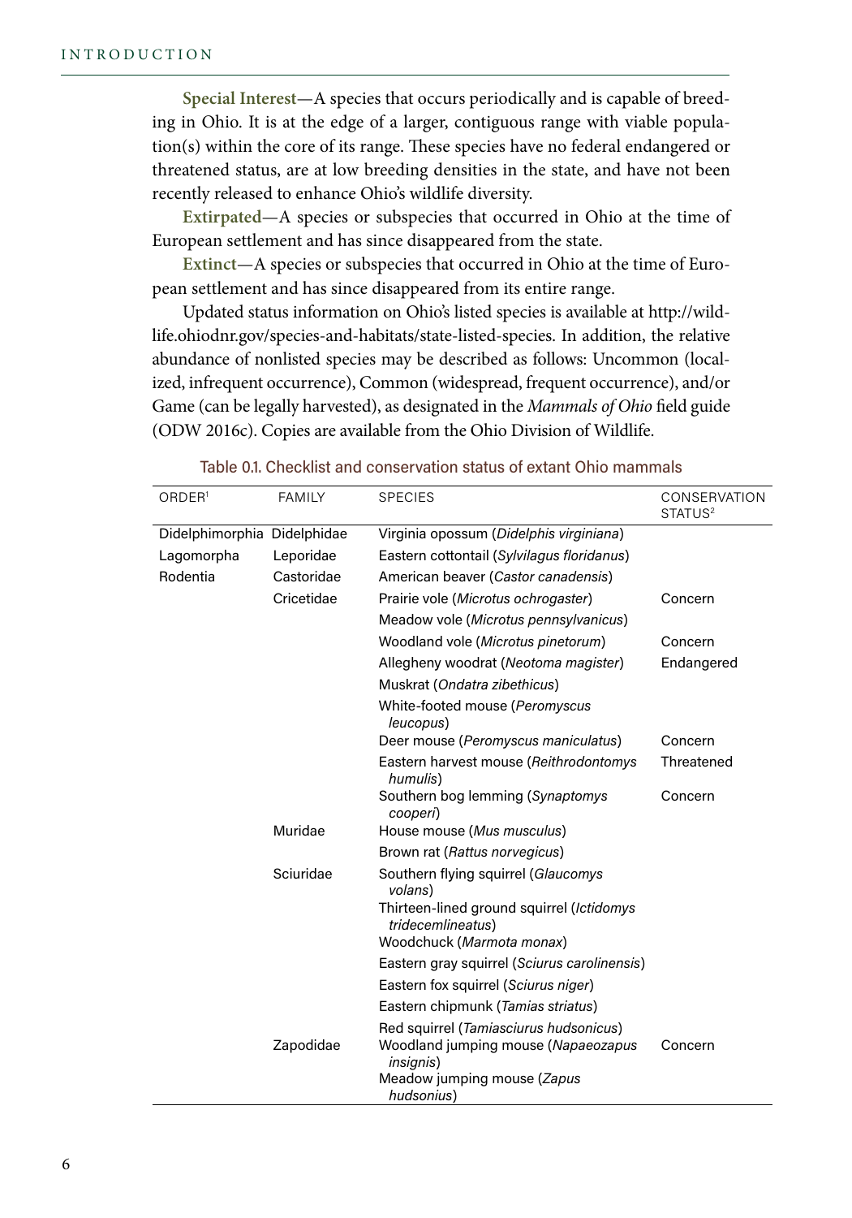**Special Interest**—A species that occurs periodically and is capable of breeding in Ohio. It is at the edge of a larger, contiguous range with viable population(s) within the core of its range. These species have no federal endangered or threatened status, are at low breeding densities in the state, and have not been recently released to enhance Ohio's wildlife diversity.

**Extirpated**—A species or subspecies that occurred in Ohio at the time of European settlement and has since disappeared from the state.

**Extinct**—A species or subspecies that occurred in Ohio at the time of European settlement and has since disappeared from its entire range.

Updated status information on Ohio's listed species is available at http://wildlife.ohiodnr.gov/species-and-habitats/state-listed-species. In addition, the relative abundance of nonlisted species may be described as follows: Uncommon (localized, infrequent occurrence), Common (widespread, frequent occurrence), and/or Game (can be legally harvested), as designated in the *Mammals of Ohio* field guide (ODW 2016c). Copies are available from the Ohio Division of Wildlife.

Table 0.1. Checklist and conservation status of extant Ohio mammals

| ORDER[1] | FAMILY | SPECIES | CONSERVATION STATUS[2] |
|---|---|---|---|
| Didelphimorphia | Didelphidae | Virginia opossum (*Didelphis virginiana*) | |
| Lagomorpha | Leporidae | Eastern cottontail (*Sylvilagus floridanus*) | |
| Rodentia | Castoridae | American beaver (*Castor canadensis*) | |
| | Cricetidae | Prairie vole (*Microtus ochrogaster*) | Concern |
| | | Meadow vole (*Microtus pennsylvanicus*) | |
| | | Woodland vole (*Microtus pinetorum*) | Concern |
| | | Allegheny woodrat (*Neotoma magister*) | Endangered |
| | | Muskrat (*Ondatra zibethicus*) | |
| | | White-footed mouse (*Peromyscus leucopus*) | |
| | | Deer mouse (*Peromyscus maniculatus*) | Concern |
| | | Eastern harvest mouse (*Reithrodontomys humulis*) | Threatened |
| | | Southern bog lemming (*Synaptomys cooperi*) | Concern |
| | Muridae | House mouse (*Mus musculus*) | |
| | | Brown rat (*Rattus norvegicus*) | |
| | Sciuridae | Southern flying squirrel (*Glaucomys volans*) | |
| | | Thirteen-lined ground squirrel (*Ictidomys tridecemlineatus*) | |
| | | Woodchuck (*Marmota monax*) | |
| | | Eastern gray squirrel (*Sciurus carolinensis*) | |
| | | Eastern fox squirrel (*Sciurus niger*) | |
| | | Eastern chipmunk (*Tamias striatus*) | |
| | | Red squirrel (*Tamiasciurus hudsonicus*) | |
| | Zapodidae | Woodland jumping mouse (*Napaeozapus insignis*) | Concern |
| | | Meadow jumping mouse (*Zapus hudsonius*) | |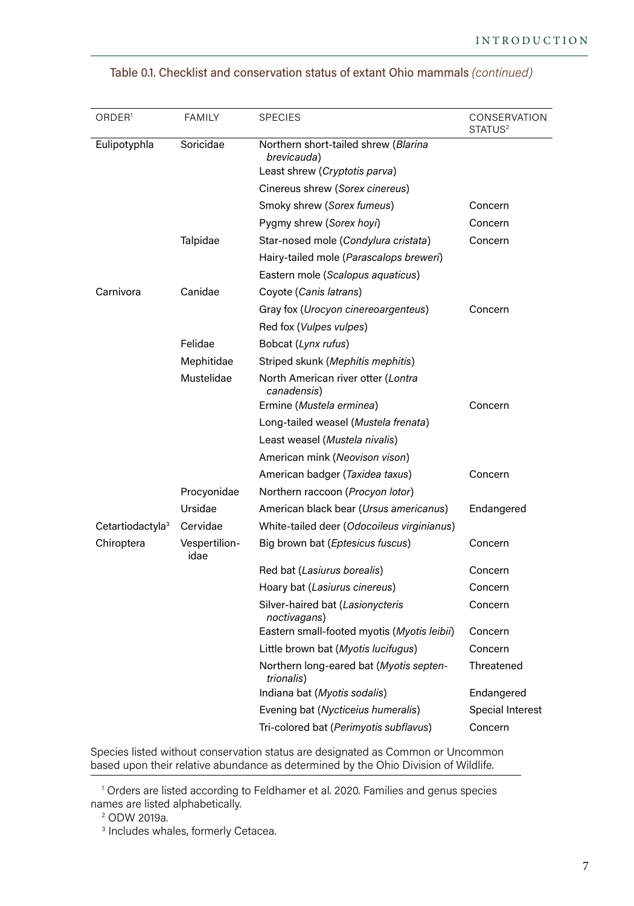Table 0.1. Checklist and conservation status of extant Ohio mammals *(continued)*

| ORDER[1] | FAMILY | SPECIES | CONSERVATION STATUS[2] |
|---|---|---|---|
| Eulipotyphla | Soricidae | Northern short-tailed shrew (*Blarina brevicauda*) | |
| | | Least shrew (*Cryptotis parva*) | |
| | | Cinereus shrew (*Sorex cinereus*) | |
| | | Smoky shrew (*Sorex fumeus*) | Concern |
| | | Pygmy shrew (*Sorex hoyi*) | Concern |
| | Talpidae | Star-nosed mole (*Condylura cristata*) | Concern |
| | | Hairy-tailed mole (*Parascalops breweri*) | |
| | | Eastern mole (*Scalopus aquaticus*) | |
| Carnivora | Canidae | Coyote (*Canis latrans*) | |
| | | Gray fox (*Urocyon cinereoargenteus*) | Concern |
| | | Red fox (*Vulpes vulpes*) | |
| | Felidae | Bobcat (*Lynx rufus*) | |
| | Mephitidae | Striped skunk (*Mephitis mephitis*) | |
| | Mustelidae | North American river otter (*Lontra canadensis*) | |
| | | Ermine (*Mustela erminea*) | Concern |
| | | Long-tailed weasel (*Mustela frenata*) | |
| | | Least weasel (*Mustela nivalis*) | |
| | | American mink (*Neovison vison*) | |
| | | American badger (*Taxidea taxus*) | Concern |
| | Procyonidae | Northern raccoon (*Procyon lotor*) | |
| | Ursidae | American black bear (*Ursus americanus*) | Endangered |
| Cetartiodactyla[3] | Cervidae | White-tailed deer (*Odocoileus virginianus*) | |
| Chiroptera | Vespertilionidae | Big brown bat (*Eptesicus fuscus*) | Concern |
| | | Red bat (*Lasiurus borealis*) | Concern |
| | | Hoary bat (*Lasiurus cinereus*) | Concern |
| | | Silver-haired bat (*Lasionycteris noctivagans*) | Concern |
| | | Eastern small-footed myotis (*Myotis leibii*) | Concern |
| | | Little brown bat (*Myotis lucifugus*) | Concern |
| | | Northern long-eared bat (*Myotis septentrionalis*) | Threatened |
| | | Indiana bat (*Myotis sodalis*) | Endangered |
| | | Evening bat (*Nycticeius humeralis*) | Special Interest |
| | | Tri-colored bat (*Perimyotis subflavus*) | Concern |

Species listed without conservation status are designated as Common or Uncommon based upon their relative abundance as determined by the Ohio Division of Wildlife.

[1] Orders are listed according to Feldhamer et al. 2020. Families and genus species names are listed alphabetically.

[2] ODW 2019a.

[3] Includes whales, formerly Cetacea.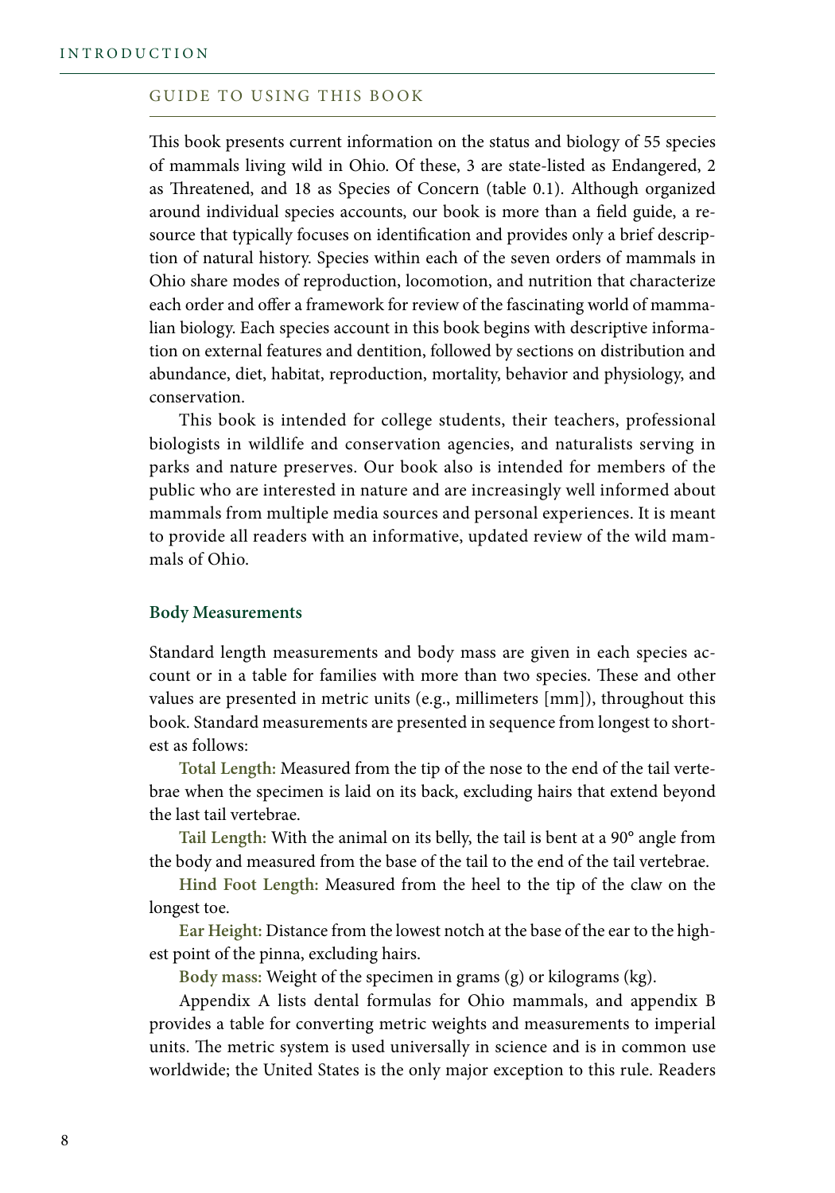## GUIDE TO USING THIS BOOK

This book presents current information on the status and biology of 55 species of mammals living wild in Ohio. Of these, 3 are state-listed as Endangered, 2 as Threatened, and 18 as Species of Concern (table 0.1). Although organized around individual species accounts, our book is more than a field guide, a resource that typically focuses on identification and provides only a brief description of natural history. Species within each of the seven orders of mammals in Ohio share modes of reproduction, locomotion, and nutrition that characterize each order and offer a framework for review of the fascinating world of mammalian biology. Each species account in this book begins with descriptive information on external features and dentition, followed by sections on distribution and abundance, diet, habitat, reproduction, mortality, behavior and physiology, and conservation.

This book is intended for college students, their teachers, professional biologists in wildlife and conservation agencies, and naturalists serving in parks and nature preserves. Our book also is intended for members of the public who are interested in nature and are increasingly well informed about mammals from multiple media sources and personal experiences. It is meant to provide all readers with an informative, updated review of the wild mammals of Ohio.

### Body Measurements

Standard length measurements and body mass are given in each species account or in a table for families with more than two species. These and other values are presented in metric units (e.g., millimeters [mm]), throughout this book. Standard measurements are presented in sequence from longest to shortest as follows:

**Total Length:** Measured from the tip of the nose to the end of the tail vertebrae when the specimen is laid on its back, excluding hairs that extend beyond the last tail vertebrae.

**Tail Length:** With the animal on its belly, the tail is bent at a 90° angle from the body and measured from the base of the tail to the end of the tail vertebrae.

**Hind Foot Length:** Measured from the heel to the tip of the claw on the longest toe.

**Ear Height:** Distance from the lowest notch at the base of the ear to the highest point of the pinna, excluding hairs.

**Body mass:** Weight of the specimen in grams (g) or kilograms (kg).

Appendix A lists dental formulas for Ohio mammals, and appendix B provides a table for converting metric weights and measurements to imperial units. The metric system is used universally in science and is in common use worldwide; the United States is the only major exception to this rule. Readers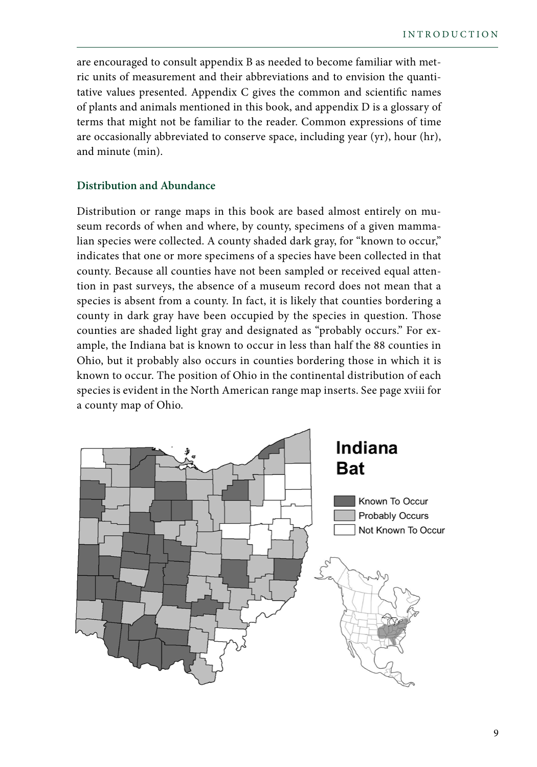are encouraged to consult appendix B as needed to become familiar with metric units of measurement and their abbreviations and to envision the quantitative values presented. Appendix C gives the common and scientific names of plants and animals mentioned in this book, and appendix D is a glossary of terms that might not be familiar to the reader. Common expressions of time are occasionally abbreviated to conserve space, including year (yr), hour (hr), and minute (min).

### Distribution and Abundance

Distribution or range maps in this book are based almost entirely on museum records of when and where, by county, specimens of a given mammalian species were collected. A county shaded dark gray, for "known to occur," indicates that one or more specimens of a species have been collected in that county. Because all counties have not been sampled or received equal attention in past surveys, the absence of a museum record does not mean that a species is absent from a county. In fact, it is likely that counties bordering a county in dark gray have been occupied by the species in question. Those counties are shaded light gray and designated as "probably occurs." For example, the Indiana bat is known to occur in less than half the 88 counties in Ohio, but it probably also occurs in counties bordering those in which it is known to occur. The position of Ohio in the continental distribution of each species is evident in the North American range map inserts. See page xviii for a county map of Ohio.

**Indiana Bat**

- Known To Occur
- Probably Occurs
- Not Known To Occur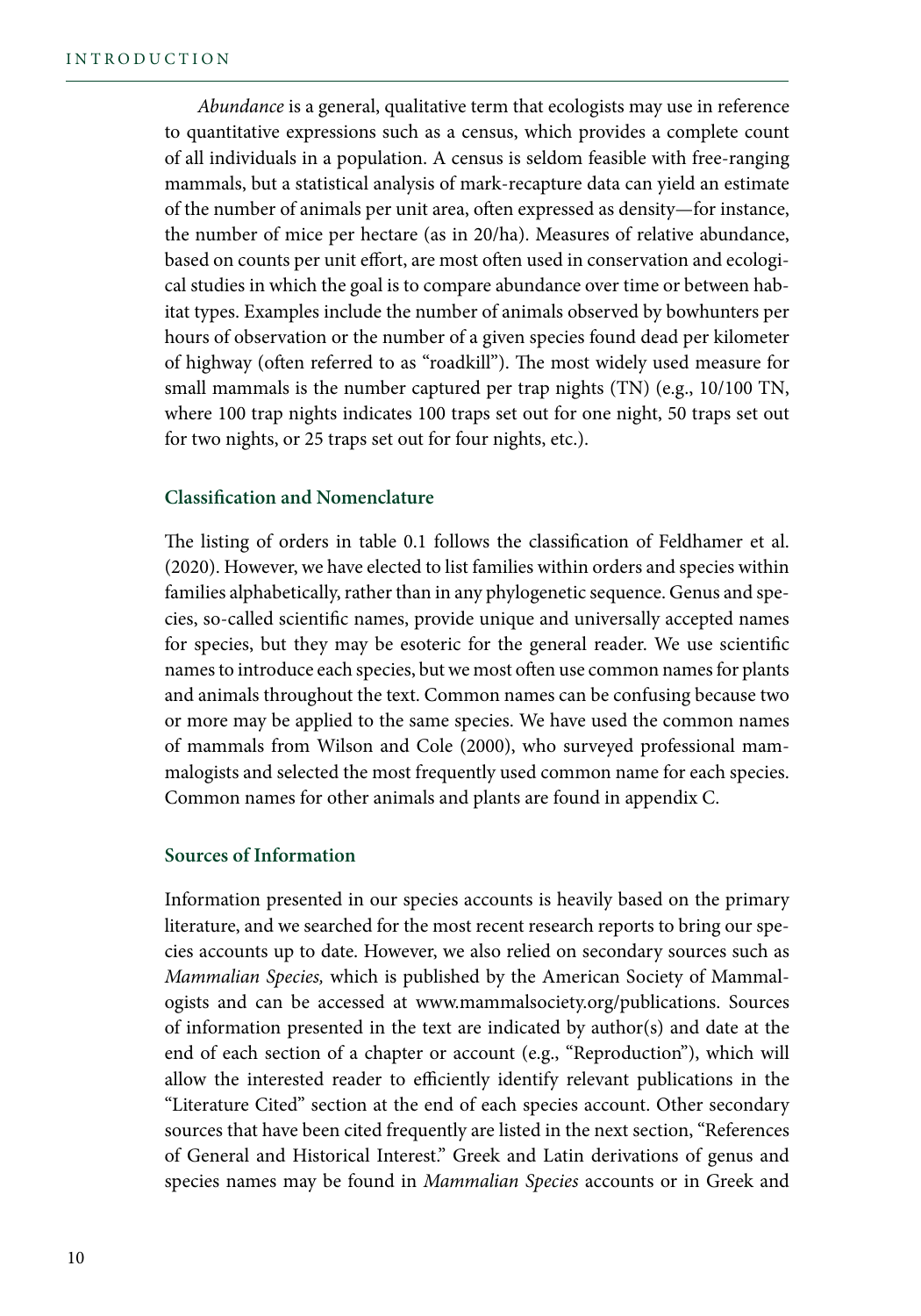*Abundance* is a general, qualitative term that ecologists may use in reference to quantitative expressions such as a census, which provides a complete count of all individuals in a population. A census is seldom feasible with free-ranging mammals, but a statistical analysis of mark-recapture data can yield an estimate of the number of animals per unit area, often expressed as density—for instance, the number of mice per hectare (as in 20/ha). Measures of relative abundance, based on counts per unit effort, are most often used in conservation and ecological studies in which the goal is to compare abundance over time or between habitat types. Examples include the number of animals observed by bowhunters per hours of observation or the number of a given species found dead per kilometer of highway (often referred to as "roadkill"). The most widely used measure for small mammals is the number captured per trap nights (TN) (e.g., 10/100 TN, where 100 trap nights indicates 100 traps set out for one night, 50 traps set out for two nights, or 25 traps set out for four nights, etc.).

### Classification and Nomenclature

The listing of orders in table 0.1 follows the classification of Feldhamer et al. (2020). However, we have elected to list families within orders and species within families alphabetically, rather than in any phylogenetic sequence. Genus and species, so-called scientific names, provide unique and universally accepted names for species, but they may be esoteric for the general reader. We use scientific names to introduce each species, but we most often use common names for plants and animals throughout the text. Common names can be confusing because two or more may be applied to the same species. We have used the common names of mammals from Wilson and Cole (2000), who surveyed professional mammalogists and selected the most frequently used common name for each species. Common names for other animals and plants are found in appendix C.

### Sources of Information

Information presented in our species accounts is heavily based on the primary literature, and we searched for the most recent research reports to bring our species accounts up to date. However, we also relied on secondary sources such as *Mammalian Species,* which is published by the American Society of Mammalogists and can be accessed at www.mammalsociety.org/publications. Sources of information presented in the text are indicated by author(s) and date at the end of each section of a chapter or account (e.g., "Reproduction"), which will allow the interested reader to efficiently identify relevant publications in the "Literature Cited" section at the end of each species account. Other secondary sources that have been cited frequently are listed in the next section, "References of General and Historical Interest." Greek and Latin derivations of genus and species names may be found in *Mammalian Species* accounts or in Greek and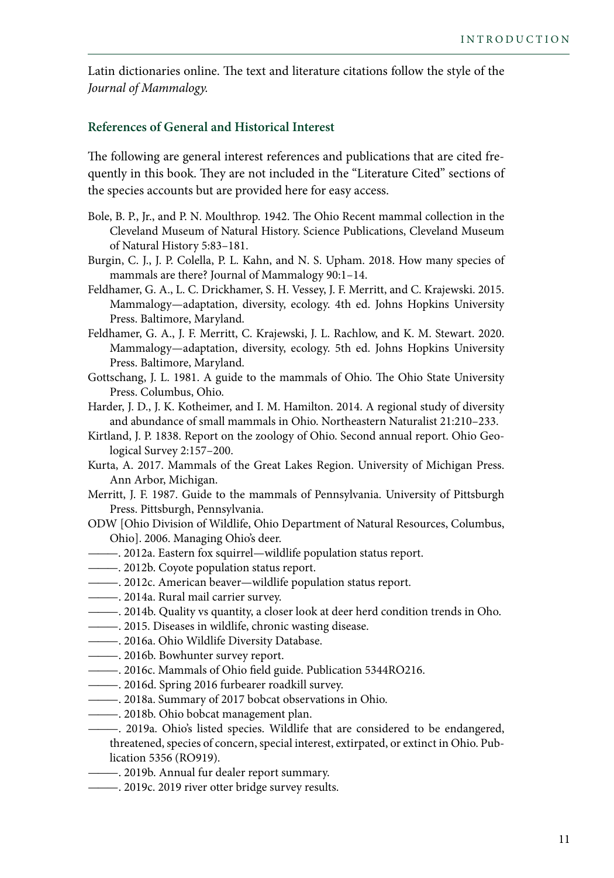Latin dictionaries online. The text and literature citations follow the style of the *Journal of Mammalogy.*

### References of General and Historical Interest

The following are general interest references and publications that are cited frequently in this book. They are not included in the "Literature Cited" sections of the species accounts but are provided here for easy access.

Bole, B. P., Jr., and P. N. Moulthrop. 1942. The Ohio Recent mammal collection in the Cleveland Museum of Natural History. Science Publications, Cleveland Museum of Natural History 5:83–181.

Burgin, C. J., J. P. Colella, P. L. Kahn, and N. S. Upham. 2018. How many species of mammals are there? Journal of Mammalogy 90:1–14.

Feldhamer, G. A., L. C. Drickhamer, S. H. Vessey, J. F. Merritt, and C. Krajewski. 2015. Mammalogy—adaptation, diversity, ecology. 4th ed. Johns Hopkins University Press. Baltimore, Maryland.

Feldhamer, G. A., J. F. Merritt, C. Krajewski, J. L. Rachlow, and K. M. Stewart. 2020. Mammalogy—adaptation, diversity, ecology. 5th ed. Johns Hopkins University Press. Baltimore, Maryland.

Gottschang, J. L. 1981. A guide to the mammals of Ohio. The Ohio State University Press. Columbus, Ohio.

Harder, J. D., J. K. Kotheimer, and I. M. Hamilton. 2014. A regional study of diversity and abundance of small mammals in Ohio. Northeastern Naturalist 21:210–233.

Kirtland, J. P. 1838. Report on the zoology of Ohio. Second annual report. Ohio Geological Survey 2:157–200.

Kurta, A. 2017. Mammals of the Great Lakes Region. University of Michigan Press. Ann Arbor, Michigan.

Merritt, J. F. 1987. Guide to the mammals of Pennsylvania. University of Pittsburgh Press. Pittsburgh, Pennsylvania.

ODW [Ohio Division of Wildlife, Ohio Department of Natural Resources, Columbus, Ohio]. 2006. Managing Ohio's deer.

———. 2012a. Eastern fox squirrel—wildlife population status report.

———. 2012b. Coyote population status report.

———. 2012c. American beaver—wildlife population status report.

———. 2014a. Rural mail carrier survey.

———. 2014b. Quality vs quantity, a closer look at deer herd condition trends in Oho.

———. 2015. Diseases in wildlife, chronic wasting disease.

———. 2016a. Ohio Wildlife Diversity Database.

———. 2016b. Bowhunter survey report.

———. 2016c. Mammals of Ohio field guide. Publication 5344RO216.

———. 2016d. Spring 2016 furbearer roadkill survey.

———. 2018a. Summary of 2017 bobcat observations in Ohio.

———. 2018b. Ohio bobcat management plan.

———. 2019a. Ohio's listed species. Wildlife that are considered to be endangered, threatened, species of concern, special interest, extirpated, or extinct in Ohio. Publication 5356 (RO919).

———. 2019b. Annual fur dealer report summary.

———. 2019c. 2019 river otter bridge survey results.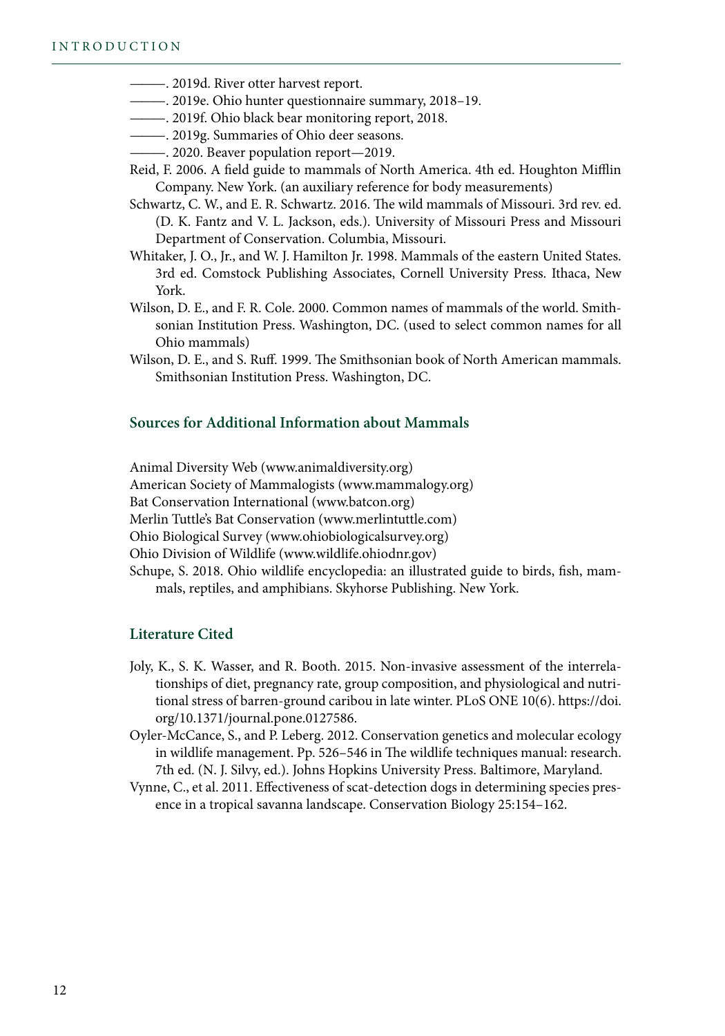———. 2019d. River otter harvest report.

———. 2019e. Ohio hunter questionnaire summary, 2018–19.

———. 2019f. Ohio black bear monitoring report, 2018.

———. 2019g. Summaries of Ohio deer seasons.

———. 2020. Beaver population report—2019.

Reid, F. 2006. A field guide to mammals of North America. 4th ed. Houghton Mifflin Company. New York. (an auxiliary reference for body measurements)

Schwartz, C. W., and E. R. Schwartz. 2016. The wild mammals of Missouri. 3rd rev. ed. (D. K. Fantz and V. L. Jackson, eds.). University of Missouri Press and Missouri Department of Conservation. Columbia, Missouri.

Whitaker, J. O., Jr., and W. J. Hamilton Jr. 1998. Mammals of the eastern United States. 3rd ed. Comstock Publishing Associates, Cornell University Press. Ithaca, New York.

Wilson, D. E., and F. R. Cole. 2000. Common names of mammals of the world. Smithsonian Institution Press. Washington, DC. (used to select common names for all Ohio mammals)

Wilson, D. E., and S. Ruff. 1999. The Smithsonian book of North American mammals. Smithsonian Institution Press. Washington, DC.

### Sources for Additional Information about Mammals

Animal Diversity Web (www.animaldiversity.org)

American Society of Mammalogists (www.mammalogy.org)

Bat Conservation International (www.batcon.org)

Merlin Tuttle's Bat Conservation (www.merlintuttle.com)

Ohio Biological Survey (www.ohiobiologicalsurvey.org)

Ohio Division of Wildlife (www.wildlife.ohiodnr.gov)

Schupe, S. 2018. Ohio wildlife encyclopedia: an illustrated guide to birds, fish, mammals, reptiles, and amphibians. Skyhorse Publishing. New York.

### Literature Cited

Joly, K., S. K. Wasser, and R. Booth. 2015. Non-invasive assessment of the interrelationships of diet, pregnancy rate, group composition, and physiological and nutritional stress of barren-ground caribou in late winter. PLoS ONE 10(6). https://doi.org/10.1371/journal.pone.0127586.

Oyler-McCance, S., and P. Leberg. 2012. Conservation genetics and molecular ecology in wildlife management. Pp. 526–546 in The wildlife techniques manual: research. 7th ed. (N. J. Silvy, ed.). Johns Hopkins University Press. Baltimore, Maryland.

Vynne, C., et al. 2011. Effectiveness of scat-detection dogs in determining species presence in a tropical savanna landscape. Conservation Biology 25:154–162.